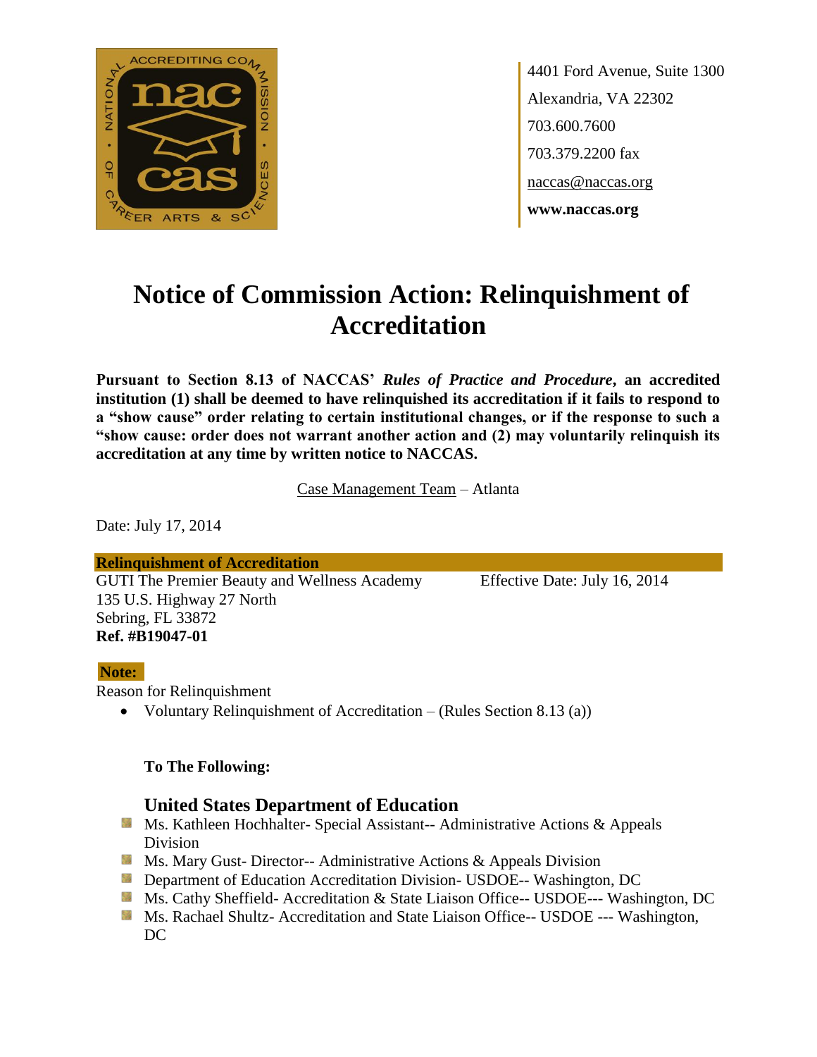4401 Ford Avenue, Suite 1300
Alexandria, VA 22302
703.600.7600
703.379.2200 fax
naccas@naccas.org
**www.naccas.org**

# Notice of Commission Action: Relinquishment of Accreditation

**Pursuant to Section 8.13 of NACCAS' *Rules of Practice and Procedure*, an accredited institution (1) shall be deemed to have relinquished its accreditation if it fails to respond to a "show cause" order relating to certain institutional changes, or if the response to such a "show cause: order does not warrant another action and (2) may voluntarily relinquish its accreditation at any time by written notice to NACCAS.**

Case Management Team – Atlanta

Date: July 17, 2014

**Relinquishment of Accreditation**

GUTI The Premier Beauty and Wellness Academy
135 U.S. Highway 27 North
Sebring, FL 33872
**Ref. #B19047-01**

Effective Date: July 16, 2014

**Note:**

Reason for Relinquishment

- Voluntary Relinquishment of Accreditation – (Rules Section 8.13 (a))

**To The Following:**

**United States Department of Education**

- Ms. Kathleen Hochhalter- Special Assistant-- Administrative Actions & Appeals Division
- Ms. Mary Gust- Director-- Administrative Actions & Appeals Division
- Department of Education Accreditation Division- USDOE-- Washington, DC
- Ms. Cathy Sheffield- Accreditation & State Liaison Office-- USDOE--- Washington, DC
- Ms. Rachael Shultz- Accreditation and State Liaison Office-- USDOE --- Washington, DC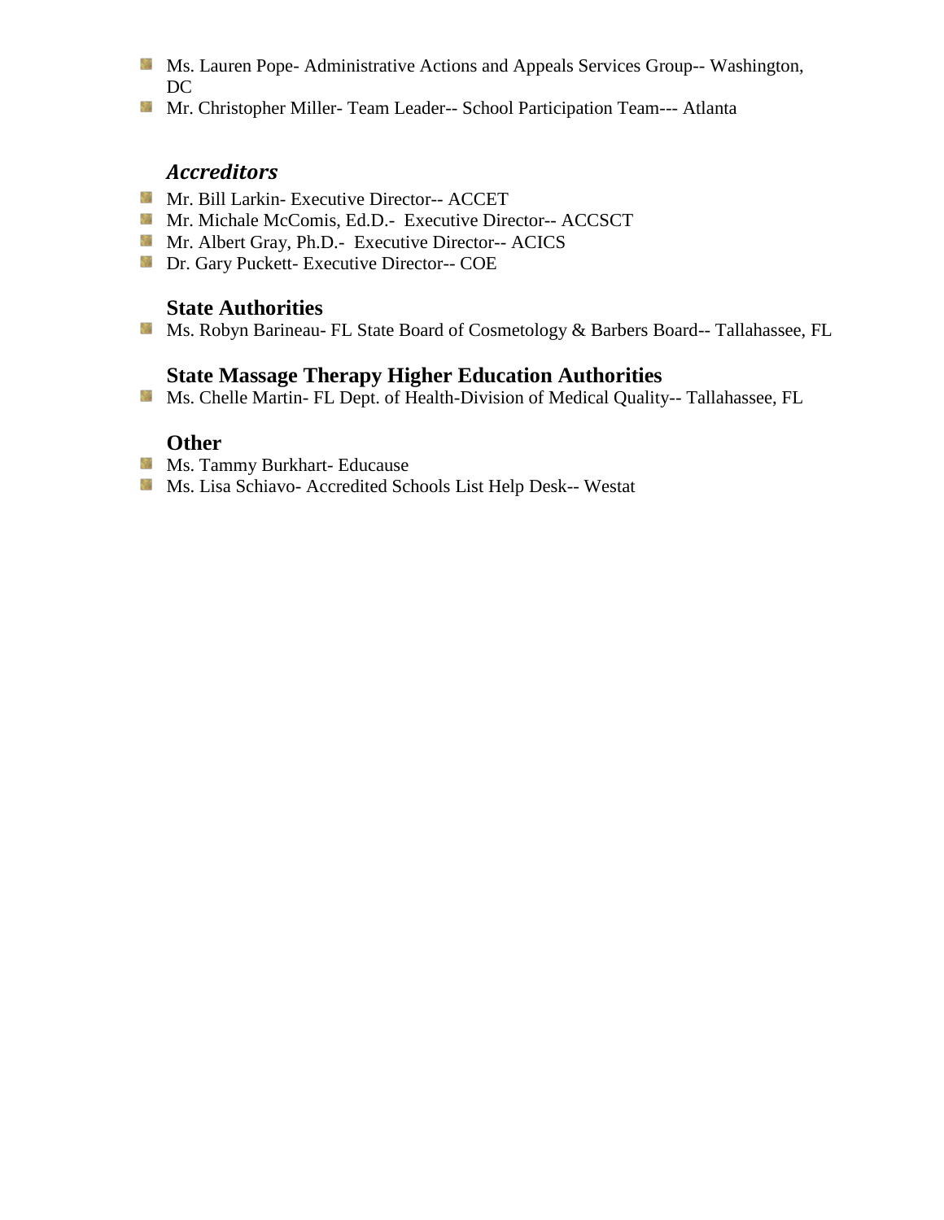- Ms. Lauren Pope- Administrative Actions and Appeals Services Group-- Washington, DC
- Mr. Christopher Miller- Team Leader-- School Participation Team--- Atlanta

### *Accreditors*

- Mr. Bill Larkin- Executive Director-- ACCET
- Mr. Michale McComis, Ed.D.- Executive Director-- ACCSCT
- Mr. Albert Gray, Ph.D.- Executive Director-- ACICS
- Dr. Gary Puckett- Executive Director-- COE

### State Authorities

- Ms. Robyn Barineau- FL State Board of Cosmetology & Barbers Board-- Tallahassee, FL

### State Massage Therapy Higher Education Authorities

- Ms. Chelle Martin- FL Dept. of Health-Division of Medical Quality-- Tallahassee, FL

### Other

- Ms. Tammy Burkhart- Educause
- Ms. Lisa Schiavo- Accredited Schools List Help Desk-- Westat